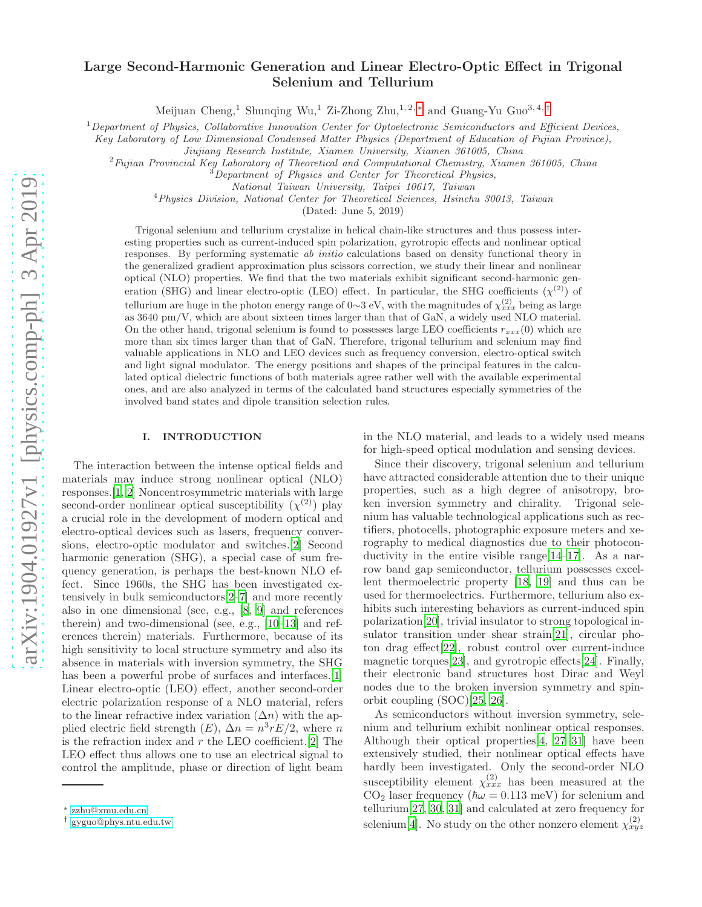# Large Second-Harmonic Generation and Linear Electro-Optic Effect in Trigonal Selenium and Tellurium

Meijuan Cheng,[1] Shunqing Wu,[1] Zi-Zhong Zhu,[1,2,*] and Guang-Yu Guo[3,4,†]

[1]Department of Physics, Collaborative Innovation Center for Optoelectronic Semiconductors and Efficient Devices, Key Laboratory of Low Dimensional Condensed Matter Physics (Department of Education of Fujian Province), Jiujiang Research Institute, Xiamen University, Xiamen 361005, China

[2]Fujian Provincial Key Laboratory of Theoretical and Computational Chemistry, Xiamen 361005, China

[3]Department of Physics and Center for Theoretical Physics, National Taiwan University, Taipei 10617, Taiwan

[4]Physics Division, National Center for Theoretical Sciences, Hsinchu 30013, Taiwan

(Dated: June 5, 2019)

Trigonal selenium and tellurium crystalize in helical chain-like structures and thus possess interesting properties such as current-induced spin polarization, gyrotropic effects and nonlinear optical responses. By performing systematic *ab initio* calculations based on density functional theory in the generalized gradient approximation plus scissors correction, we study their linear and nonlinear optical (NLO) properties. We find that the two materials exhibit significant second-harmonic generation (SHG) and linear electro-optic (LEO) effect. In particular, the SHG coefficients ($\chi^{(2)}$) of tellurium are huge in the photon energy range of 0∼3 eV, with the magnitudes of $\chi^{(2)}_{xxx}$ being as large as 3640 pm/V, which are about sixteen times larger than that of GaN, a widely used NLO material. On the other hand, trigonal selenium is found to possesses large LEO coefficients $r_{xxx}(0)$ which are more than six times larger than that of GaN. Therefore, trigonal tellurium and selenium may find valuable applications in NLO and LEO devices such as frequency conversion, electro-optical switch and light signal modulator. The energy positions and shapes of the principal features in the calculated optical dielectric functions of both materials agree rather well with the available experimental ones, and are also analyzed in terms of the calculated band structures especially symmetries of the involved band states and dipole transition selection rules.

## I. INTRODUCTION

The interaction between the intense optical fields and materials may induce strong nonlinear optical (NLO) responses.[1, 2] Noncentrosymmetric materials with large second-order nonlinear optical susceptibility ($\chi^{(2)}$) play a crucial role in the development of modern optical and electro-optical devices such as lasers, frequency conversions, electro-optic modulator and switches.[2] Second harmonic generation (SHG), a special case of sum frequency generation, is perhaps the best-known NLO effect. Since 1960s, the SHG has been investigated extensively in bulk semiconductors[2–7] and more recently also in one dimensional (see, e.g., [8, 9] and references therein) and two-dimensional (see, e.g., [10–13] and references therein) materials. Furthermore, because of its high sensitivity to local structure symmetry and also its absence in materials with inversion symmetry, the SHG has been a powerful probe of surfaces and interfaces.[1] Linear electro-optic (LEO) effect, another second-order electric polarization response of a NLO material, refers to the linear refractive index variation ($\Delta n$) with the applied electric field strength ($E$), $\Delta n = n^3 rE/2$, where $n$ is the refraction index and $r$ the LEO coefficient.[2] The LEO effect thus allows one to use an electrical signal to control the amplitude, phase or direction of light beam in the NLO material, and leads to a widely used means for high-speed optical modulation and sensing devices.

Since their discovery, trigonal selenium and tellurium have attracted considerable attention due to their unique properties, such as a high degree of anisotropy, broken inversion symmetry and chirality. Trigonal selenium has valuable technological applications such as rectifiers, photocells, photographic exposure meters and xerography to medical diagnostics due to their photoconductivity in the entire visible range[14–17]. As a narrow band gap semiconductor, tellurium possesses excellent thermoelectric property [18, 19] and thus can be used for thermoelectrics. Furthermore, tellurium also exhibits such interesting behaviors as current-induced spin polarization[20], trivial insulator to strong topological insulator transition under shear strain[21], circular photon drag effect[22], robust control over current-induce magnetic torques[23], and gyrotropic effects[24]. Finally, their electronic band structures host Dirac and Weyl nodes due to the broken inversion symmetry and spin-orbit coupling (SOC)[25, 26].

As semiconductors without inversion symmetry, selenium and tellurium exhibit nonlinear optical responses. Although their optical properties[4, 27–31] have been extensively studied, their nonlinear optical effects have hardly been investigated. Only the second-order NLO susceptibility element $\chi^{(2)}_{xxx}$ has been measured at the $CO_2$ laser frequency ($\hbar\omega = 0.113$ meV) for selenium and tellurium[27, 30, 31] and calculated at zero frequency for selenium[4]. No study on the other nonzero element $\chi^{(2)}_{xyz}$

* zzhu@xmu.edu.cn
† gyguo@phys.ntu.edu.tw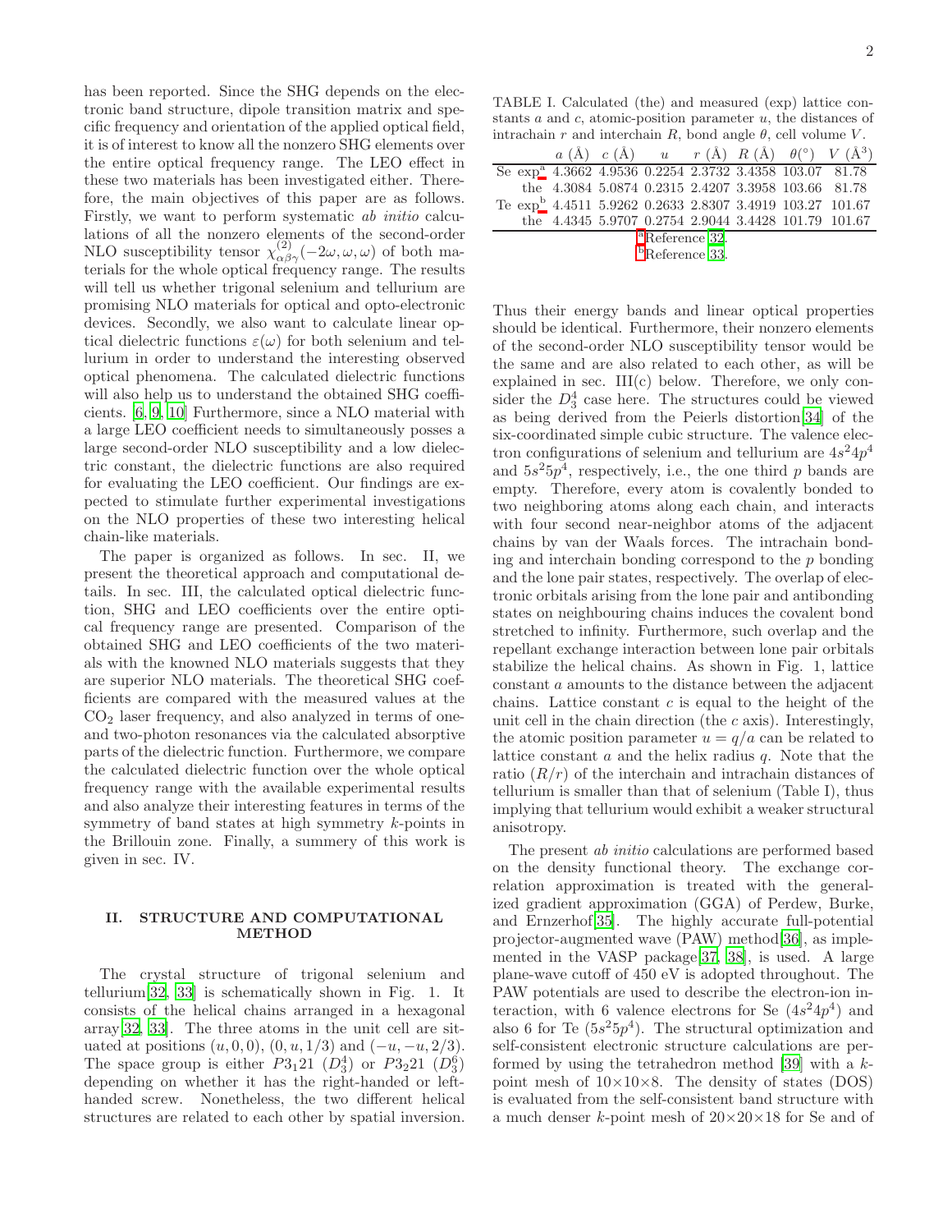has been reported. Since the SHG depends on the electronic band structure, dipole transition matrix and specific frequency and orientation of the applied optical field, it is of interest to know all the nonzero SHG elements over the entire optical frequency range. The LEO effect in these two materials has been investigated either. Therefore, the main objectives of this paper are as follows. Firstly, we want to perform systematic *ab initio* calculations of all the nonzero elements of the second-order NLO susceptibility tensor $\chi^{(2)}_{\alpha\beta\gamma}(-2\omega,\omega,\omega)$ of both materials for the whole optical frequency range. The results will tell us whether trigonal selenium and tellurium are promising NLO materials for optical and opto-electronic devices. Secondly, we also want to calculate linear optical dielectric functions $\varepsilon(\omega)$ for both selenium and tellurium in order to understand the interesting observed optical phenomena. The calculated dielectric functions will also help us to understand the obtained SHG coefficients. [6, 9, 10] Furthermore, since a NLO material with a large LEO coefficient needs to simultaneously posses a large second-order NLO susceptibility and a low dielectric constant, the dielectric functions are also required for evaluating the LEO coefficient. Our findings are expected to stimulate further experimental investigations on the NLO properties of these two interesting helical chain-like materials.

The paper is organized as follows. In sec. II, we present the theoretical approach and computational details. In sec. III, the calculated optical dielectric function, SHG and LEO coefficients over the entire optical frequency range are presented. Comparison of the obtained SHG and LEO coefficients of the two materials with the knowned NLO materials suggests that they are superior NLO materials. The theoretical SHG coefficients are compared with the measured values at the $CO_2$ laser frequency, and also analyzed in terms of one- and two-photon resonances via the calculated absorptive parts of the dielectric function. Furthermore, we compare the calculated dielectric function over the whole optical frequency range with the available experimental results and also analyze their interesting features in terms of the symmetry of band states at high symmetry $k$-points in the Brillouin zone. Finally, a summery of this work is given in sec. IV.

## II. STRUCTURE AND COMPUTATIONAL METHOD

The crystal structure of trigonal selenium and tellurium[32, 33] is schematically shown in Fig. 1. It consists of the helical chains arranged in a hexagonal array[32, 33]. The three atoms in the unit cell are situated at positions $(u, 0, 0)$, $(0, u, 1/3)$ and $(-u, -u, 2/3)$. The space group is either $P3_121$ ($D_3^4$) or $P3_221$ ($D_3^6$) depending on whether it has the right-handed or left-handed screw. Nonetheless, the two different helical structures are related to each other by spatial inversion.

TABLE I. Calculated (the) and measured (exp) lattice constants $a$ and $c$, atomic-position parameter $u$, the distances of intrachain $r$ and interchain $R$, bond angle $\theta$, cell volume $V$.

| | | $a$ (Å) | $c$ (Å) | $u$ | $r$ (Å) | $R$ (Å) | $\theta$(°) | $V$ (Å$^3$) |
|---|---|---|---|---|---|---|---|---|
| Se | exp[a] | 4.3662 | 4.9536 | 0.2254 | 2.3732 | 3.4358 | 103.07 | 81.78 |
| | the | 4.3084 | 5.0874 | 0.2315 | 2.4207 | 3.3958 | 103.66 | 81.78 |
| Te | exp[b] | 4.4511 | 5.9262 | 0.2633 | 2.8307 | 3.4919 | 103.27 | 101.67 |
| | the | 4.4345 | 5.9707 | 0.2754 | 2.9044 | 3.4428 | 101.79 | 101.67 |

[a] Reference 32.
[b] Reference 33.

Thus their energy bands and linear optical properties should be identical. Furthermore, their nonzero elements of the second-order NLO susceptibility tensor would be the same and are also related to each other, as will be explained in sec. III(c) below. Therefore, we only consider the $D_3^4$ case here. The structures could be viewed as being derived from the Peierls distortion[34] of the six-coordinated simple cubic structure. The valence electron configurations of selenium and tellurium are $4s^24p^4$ and $5s^25p^4$, respectively, i.e., the one third $p$ bands are empty. Therefore, every atom is covalently bonded to two neighboring atoms along each chain, and interacts with four second near-neighbor atoms of the adjacent chains by van der Waals forces. The intrachain bonding and interchain bonding correspond to the $p$ bonding and the lone pair states, respectively. The overlap of electronic orbitals arising from the lone pair and antibonding states on neighbouring chains induces the covalent bond stretched to infinity. Furthermore, such overlap and the repellant exchange interaction between lone pair orbitals stabilize the helical chains. As shown in Fig. 1, lattice constant $a$ amounts to the distance between the adjacent chains. Lattice constant $c$ is equal to the height of the unit cell in the chain direction (the $c$ axis). Interestingly, the atomic position parameter $u = q/a$ can be related to lattice constant $a$ and the helix radius $q$. Note that the ratio $(R/r)$ of the interchain and intrachain distances of tellurium is smaller than that of selenium (Table I), thus implying that tellurium would exhibit a weaker structural anisotropy.

The present *ab initio* calculations are performed based on the density functional theory. The exchange correlation approximation is treated with the generalized gradient approximation (GGA) of Perdew, Burke, and Ernzerhof[35]. The highly accurate full-potential projector-augmented wave (PAW) method[36], as implemented in the VASP package[37, 38], is used. A large plane-wave cutoff of 450 eV is adopted throughout. The PAW potentials are used to describe the electron-ion interaction, with 6 valence electrons for Se ($4s^24p^4$) and also 6 for Te ($5s^25p^4$). The structural optimization and self-consistent electronic structure calculations are performed by using the tetrahedron method [39] with a $k$-point mesh of 10×10×8. The density of states (DOS) is evaluated from the self-consistent band structure with a much denser $k$-point mesh of 20×20×18 for Se and of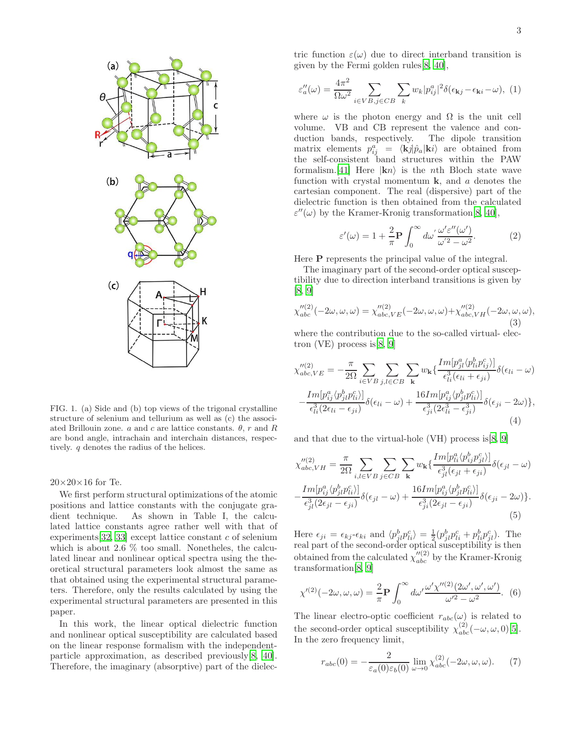FIG. 1. (a) Side and (b) top views of the trigonal crystalline structure of selenium and tellurium as well as (c) the associated Brillouin zone. $a$ and $c$ are lattice constants. $\theta$, $r$ and $R$ are bond angle, intrachain and interchain distances, respectively. $q$ denotes the radius of the helices.

20×20×16 for Te.

We first perform structural optimizations of the atomic positions and lattice constants with the conjugate gradient technique. As shown in Table I, the calculated lattice constants agree rather well with that of experiments[32, 33] except lattice constant $c$ of selenium which is about 2.6 % too small. Nonetheles, the calculated linear and nonlinear optical spectra using the theoretical structural parameters look almost the same as that obtained using the experimental structural parameters. Therefore, only the results calculated by using the experimental structural parameters are presented in this paper.

In this work, the linear optical dielectric function and nonlinear optical susceptibility are calculated based on the linear response formalism with the independent-particle approximation, as described previously[8, 40]. Therefore, the imaginary (absorptive) part of the dielectric function $\varepsilon(\omega)$ due to direct interband transition is given by the Fermi golden rules[8, 40],

$$\varepsilon''_a(\omega) = \frac{4\pi^2}{\Omega\omega^2} \sum_{i\in VB, j\in CB} \sum_{k} w_k |p^a_{ij}|^2 \delta(\epsilon_{\mathbf{k}j} - \epsilon_{\mathbf{k}i} - \omega), \quad (1)$$

where $\omega$ is the photon energy and $\Omega$ is the unit cell volume. VB and CB represent the valence and conduction bands, respectively. The dipole transition matrix elements $p^a_{ij} = \langle \mathbf{k}j|\hat{p}_a|\mathbf{k}i\rangle$ are obtained from the self-consistent band structures within the PAW formalism.[41] Here $|\mathbf{k}n\rangle$ is the $n$th Bloch state wave function with crystal momentum $\mathbf{k}$, and $a$ denotes the cartesian component. The real (dispersive) part of the dielectric function is then obtained from the calculated $\varepsilon''(\omega)$ by the Kramer-Kronig transformation[8, 40],

$$\varepsilon'(\omega) = 1 + \frac{2}{\pi}\mathbf{P}\int_0^\infty d\omega' \frac{\omega'\varepsilon''(\omega')}{\omega'^2 - \omega^2}. \quad (2)$$

Here $\mathbf{P}$ represents the principal value of the integral.

The imaginary part of the second-order optical susceptibility due to direction interband transitions is given by [8, 9]

$$\chi''^{(2)}_{abc}(-2\omega,\omega,\omega) = \chi''^{(2)}_{abc,VE}(-2\omega,\omega,\omega) + \chi''^{(2)}_{abc,VH}(-2\omega,\omega,\omega), \quad (3)$$

where the contribution due to the so-called virtual- electron (VE) process is[8, 9]

$$\chi''^{(2)}_{abc,VE} = -\frac{\pi}{2\Omega}\sum_{i\in VB}\sum_{j,l\in CB}\sum_{\mathbf{k}} w_{\mathbf{k}}\{\frac{Im[p^a_{jl}\langle p^b_{li}p^c_{ij}\rangle]}{\epsilon^3_{li}(\epsilon_{li}+\epsilon_{ji})}\delta(\epsilon_{li}-\omega)$$
$$-\frac{Im[p^a_{ij}\langle p^b_{jl}p^c_{li}\rangle]}{\epsilon^3_{li}(2\epsilon_{li}-\epsilon_{ji})}\delta(\epsilon_{li}-\omega) + \frac{16Im[p^a_{ij}\langle p^b_{jl}p^c_{li}\rangle]}{\epsilon^3_{ji}(2\epsilon^3_{li}-\epsilon^3_{ji})}\delta(\epsilon_{ji}-2\omega)\}, \quad (4)$$

and that due to the virtual-hole (VH) process is[8, 9]

$$\chi''^{(2)}_{abc,VH} = \frac{\pi}{2\Omega}\sum_{i,l\in VB}\sum_{j\in CB}\sum_{\mathbf{k}} w_{\mathbf{k}}\{\frac{Im[p^a_{li}\langle p^b_{ij}p^c_{jl}\rangle]}{\epsilon^3_{jl}(\epsilon_{jl}+\epsilon_{ji})}\delta(\epsilon_{jl}-\omega)$$
$$-\frac{Im[p^a_{ij}\langle p^b_{jl}p^c_{li}\rangle]}{\epsilon^3_{jl}(2\epsilon_{jl}-\epsilon_{ji})}\delta(\epsilon_{jl}-\omega) + \frac{16Im[p^a_{ij}\langle p^b_{jl}p^c_{li}\rangle]}{\epsilon^3_{ji}(2\epsilon_{jl}-\epsilon_{ji})}\delta(\epsilon_{ji}-2\omega)\}. \quad (5)$$

Here $\epsilon_{ji} = \epsilon_{kj}$-$\epsilon_{ki}$ and $\langle p^b_{jl}p^c_{li}\rangle = \frac{1}{2}(p^b_{jl}p^c_{li} + p^b_{li}p^c_{jl})$. The real part of the second-order optical susceptibility is then obtained from the calculated $\chi''^{(2)}_{abc}$ by the Kramer-Kronig transformation[8, 9]

$$\chi'^{(2)}(-2\omega,\omega,\omega) = \frac{2}{\pi}\mathbf{P}\int_0^\infty d\omega' \frac{\omega'\chi''^{(2)}(2\omega',\omega',\omega')}{\omega'^2-\omega^2}. \quad (6)$$

The linear electro-optic coefficient $r_{abc}(\omega)$ is related to the second-order optical susceptibility $\chi^{(2)}_{abc}(-\omega,\omega,0)$[5]. In the zero frequency limit,

$$r_{abc}(0) = -\frac{2}{\varepsilon_a(0)\varepsilon_b(0)}\lim_{\omega\to 0}\chi^{(2)}_{abc}(-2\omega,\omega,\omega). \quad (7)$$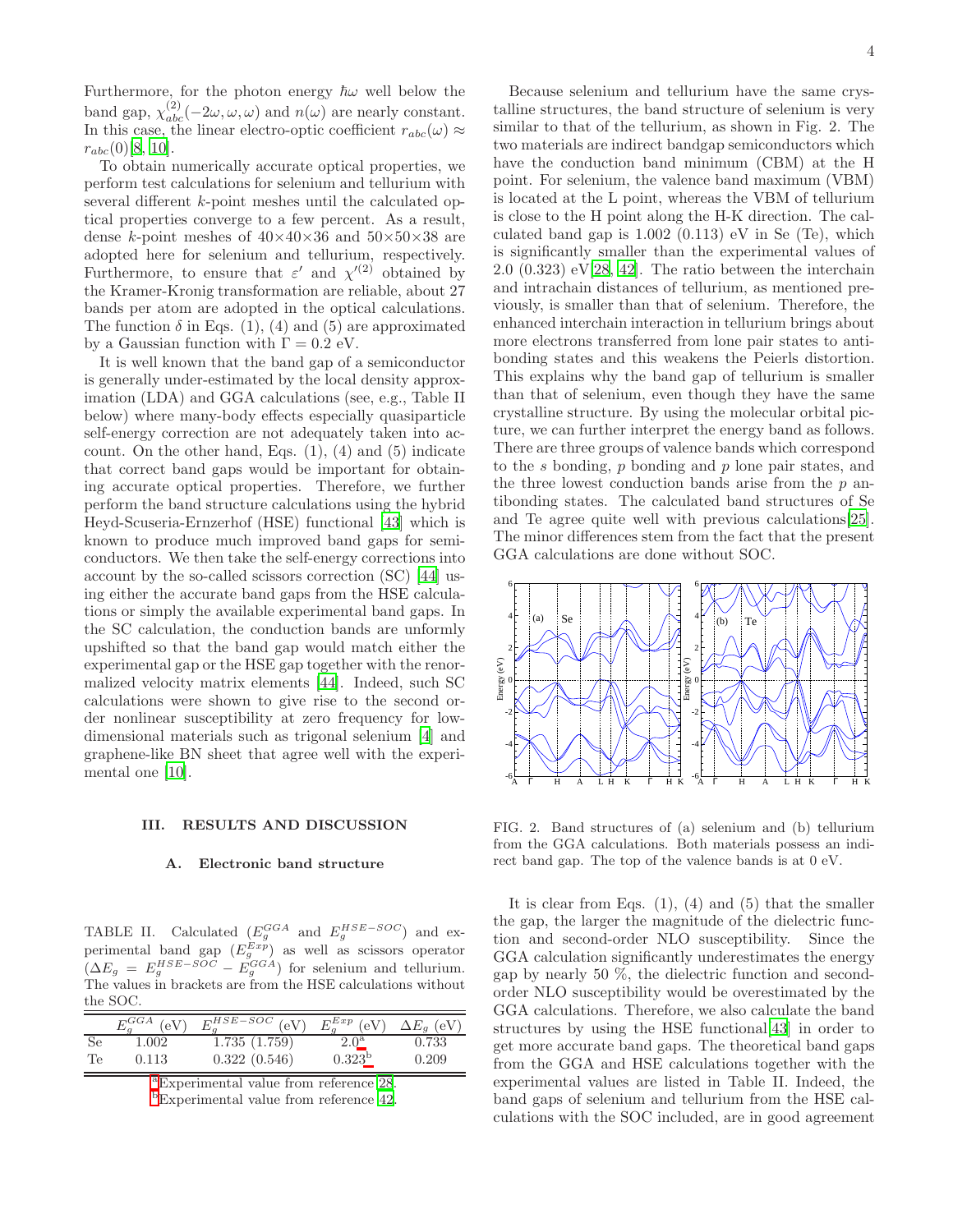Furthermore, for the photon energy $\hbar\omega$ well below the band gap, $\chi^{(2)}_{abc}(-2\omega,\omega,\omega)$ and $n(\omega)$ are nearly constant. In this case, the linear electro-optic coefficient $r_{abc}(\omega) \approx r_{abc}(0)$[8, 10].

To obtain numerically accurate optical properties, we perform test calculations for selenium and tellurium with several different $k$-point meshes until the calculated optical properties converge to a few percent. As a result, dense $k$-point meshes of 40×40×36 and 50×50×38 are adopted here for selenium and tellurium, respectively. Furthermore, to ensure that $\varepsilon'$ and $\chi'^{(2)}$ obtained by the Kramer-Kronig transformation are reliable, about 27 bands per atom are adopted in the optical calculations. The function $\delta$ in Eqs. (1), (4) and (5) are approximated by a Gaussian function with $\Gamma = 0.2$ eV.

It is well known that the band gap of a semiconductor is generally under-estimated by the local density approximation (LDA) and GGA calculations (see, e.g., Table II below) where many-body effects especially quasiparticle self-energy correction are not adequately taken into account. On the other hand, Eqs. (1), (4) and (5) indicate that correct band gaps would be important for obtaining accurate optical properties. Therefore, we further perform the band structure calculations using the hybrid Heyd-Scuseria-Ernzerhof (HSE) functional [43] which is known to produce much improved band gaps for semiconductors. We then take the self-energy corrections into account by the so-called scissors correction (SC) [44] using either the accurate band gaps from the HSE calculations or simply the available experimental band gaps. In the SC calculation, the conduction bands are unformly upshifted so that the band gap would match either the experimental gap or the HSE gap together with the renormalized velocity matrix elements [44]. Indeed, such SC calculations were shown to give rise to the second order nonlinear susceptibility at zero frequency for low-dimensional materials such as trigonal selenium [4] and graphene-like BN sheet that agree well with the experimental one [10].

## III. RESULTS AND DISCUSSION

### A. Electronic band structure

TABLE II. Calculated ($E_g^{GGA}$ and $E_g^{HSE-SOC}$) and experimental band gap ($E_g^{Exp}$) as well as scissors operator ($\Delta E_g = E_g^{HSE-SOC} - E_g^{GGA}$) for selenium and tellurium. The values in brackets are from the HSE calculations without the SOC.

| | $E_g^{GGA}$ (eV) | $E_g^{HSE-SOC}$ (eV) | $E_g^{Exp}$ (eV) | $\Delta E_g$ (eV) |
|---|---|---|---|---|
| Se | 1.002 | 1.735 (1.759) | 2.0[a] | 0.733 |
| Te | 0.113 | 0.322 (0.546) | 0.323[b] | 0.209 |

[a] Experimental value from reference [28].
[b] Experimental value from reference [42].

Because selenium and tellurium have the same crystalline structures, the band structure of selenium is very similar to that of the tellurium, as shown in Fig. 2. The two materials are indirect bandgap semiconductors which have the conduction band minimum (CBM) at the H point. For selenium, the valence band maximum (VBM) is located at the L point, whereas the VBM of tellurium is close to the H point along the H-K direction. The calculated band gap is 1.002 (0.113) eV in Se (Te), which is significantly smaller than the experimental values of 2.0 (0.323) eV[28, 42]. The ratio between the interchain and intrachain distances of tellurium, as mentioned previously, is smaller than that of selenium. Therefore, the enhanced interchain interaction in tellurium brings about more electrons transferred from lone pair states to antibonding states and this weakens the Peierls distortion. This explains why the band gap of tellurium is smaller than that of selenium, even though they have the same crystalline structure. By using the molecular orbital picture, we can further interpret the energy band as follows. There are three groups of valence bands which correspond to the $s$ bonding, $p$ bonding and $p$ lone pair states, and the three lowest conduction bands arise from the $p$ antibonding states. The calculated band structures of Se and Te agree quite well with previous calculations[25]. The minor differences stem from the fact that the present GGA calculations are done without SOC.

FIG. 2. Band structures of (a) selenium and (b) tellurium from the GGA calculations. Both materials possess an indirect band gap. The top of the valence bands is at 0 eV.

It is clear from Eqs. (1), (4) and (5) that the smaller the gap, the larger the magnitude of the dielectric function and second-order NLO susceptibility. Since the GGA calculation significantly underestimates the energy gap by nearly 50 %, the dielectric function and second-order NLO susceptibility would be overestimated by the GGA calculations. Therefore, we also calculate the band structures by using the HSE functional[43] in order to get more accurate band gaps. The theoretical band gaps from the GGA and HSE calculations together with the experimental values are listed in Table II. Indeed, the band gaps of selenium and tellurium from the HSE calculations with the SOC included, are in good agreement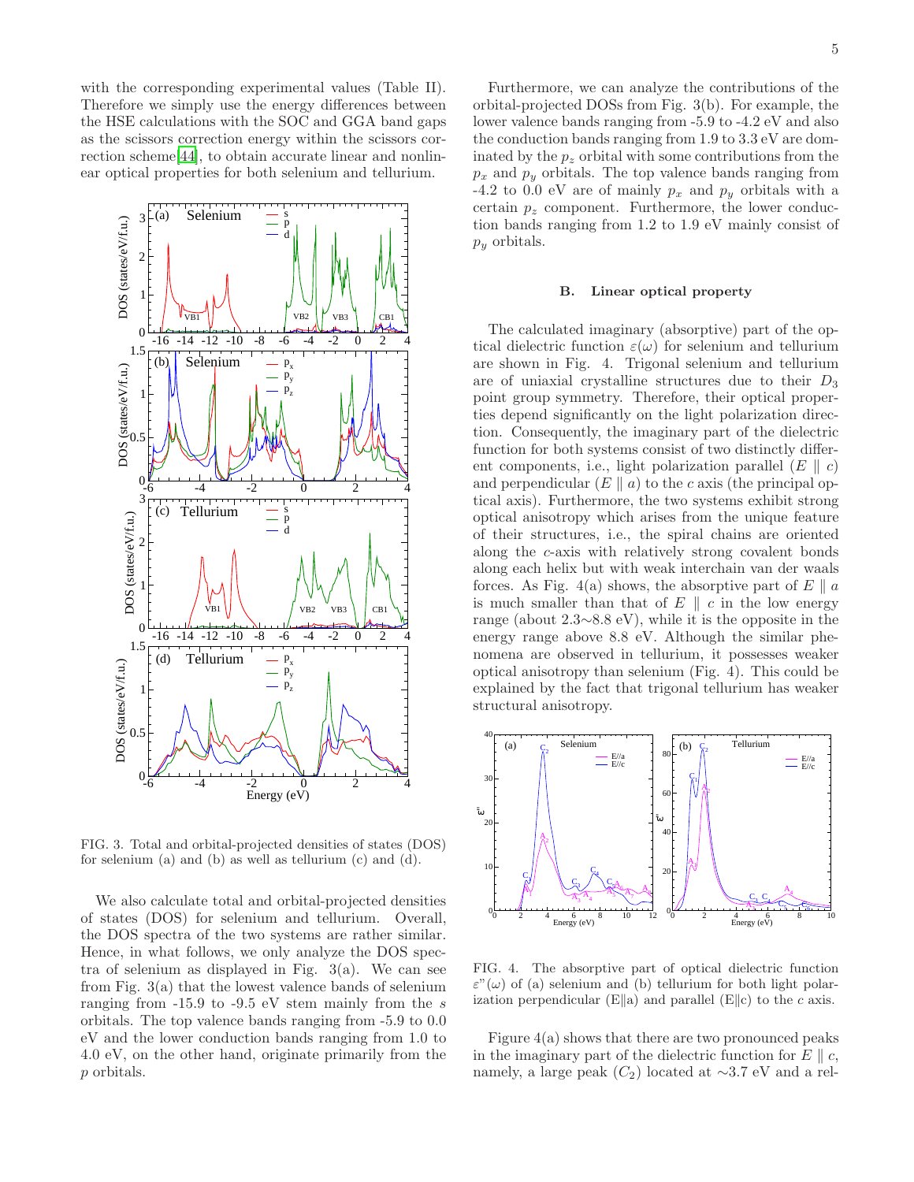with the corresponding experimental values (Table II). Therefore we simply use the energy differences between the HSE calculations with the SOC and GGA band gaps as the scissors correction energy within the scissors correction scheme[44], to obtain accurate linear and nonlinear optical properties for both selenium and tellurium.

FIG. 3. Total and orbital-projected densities of states (DOS) for selenium (a) and (b) as well as tellurium (c) and (d).

We also calculate total and orbital-projected densities of states (DOS) for selenium and tellurium. Overall, the DOS spectra of the two systems are rather similar. Hence, in what follows, we only analyze the DOS spectra of selenium as displayed in Fig. 3(a). We can see from Fig. 3(a) that the lowest valence bands of selenium ranging from -15.9 to -9.5 eV stem mainly from the $s$ orbitals. The top valence bands ranging from -5.9 to 0.0 eV and the lower conduction bands ranging from 1.0 to 4.0 eV, on the other hand, originate primarily from the $p$ orbitals.

Furthermore, we can analyze the contributions of the orbital-projected DOSs from Fig. 3(b). For example, the lower valence bands ranging from -5.9 to -4.2 eV and also the conduction bands ranging from 1.9 to 3.3 eV are dominated by the $p_z$ orbital with some contributions from the $p_x$ and $p_y$ orbitals. The top valence bands ranging from -4.2 to 0.0 eV are of mainly $p_x$ and $p_y$ orbitals with a certain $p_z$ component. Furthermore, the lower conduction bands ranging from 1.2 to 1.9 eV mainly consist of $p_y$ orbitals.

### B. Linear optical property

The calculated imaginary (absorptive) part of the optical dielectric function $\varepsilon(\omega)$ for selenium and tellurium are shown in Fig. 4. Trigonal selenium and tellurium are of uniaxial crystalline structures due to their $D_3$ point group symmetry. Therefore, their optical properties depend significantly on the light polarization direction. Consequently, the imaginary part of the dielectric function for both systems consist of two distinctly different components, i.e., light polarization parallel ($E \parallel c$) and perpendicular ($E \parallel a$) to the $c$ axis (the principal optical axis). Furthermore, the two systems exhibit strong optical anisotropy which arises from the unique feature of their structures, i.e., the spiral chains are oriented along the $c$-axis with relatively strong covalent bonds along each helix but with weak interchain van der waals forces. As Fig. 4(a) shows, the absorptive part of $E \parallel a$ is much smaller than that of $E \parallel c$ in the low energy range (about 2.3∼8.8 eV), while it is the opposite in the energy range above 8.8 eV. Although the similar phenomena are observed in tellurium, it possesses weaker optical anisotropy than selenium (Fig. 4). This could be explained by the fact that trigonal tellurium has weaker structural anisotropy.

FIG. 4. The absorptive part of optical dielectric function $\varepsilon''(\omega)$ of (a) selenium and (b) tellurium for both light polarization perpendicular (E∥a) and parallel (E∥c) to the $c$ axis.

Figure 4(a) shows that there are two pronounced peaks in the imaginary part of the dielectric function for $E \parallel c$, namely, a large peak ($C_2$) located at ∼3.7 eV and a rel-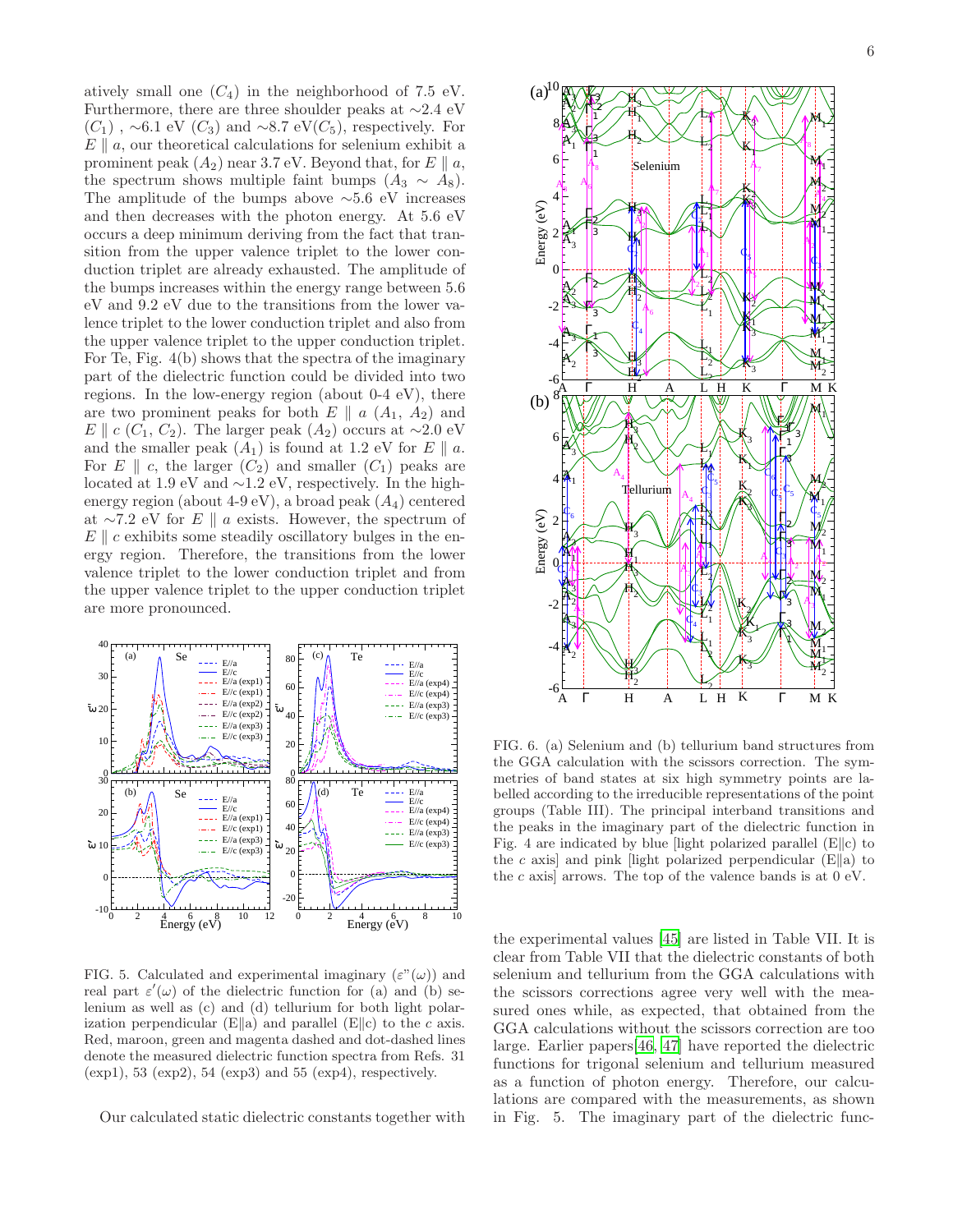atively small one ($C_4$) in the neighborhood of 7.5 eV. Furthermore, there are three shoulder peaks at ∼2.4 eV ($C_1$) , ∼6.1 eV ($C_3$) and ∼8.7 eV($C_5$), respectively. For $E \parallel a$, our theoretical calculations for selenium exhibit a prominent peak ($A_2$) near 3.7 eV. Beyond that, for $E \parallel a$, the spectrum shows multiple faint bumps ($A_3 \sim A_8$). The amplitude of the bumps above ∼5.6 eV increases and then decreases with the photon energy. At 5.6 eV occurs a deep minimum deriving from the fact that transition from the upper valence triplet to the lower conduction triplet are already exhausted. The amplitude of the bumps increases within the energy range between 5.6 eV and 9.2 eV due to the transitions from the lower valence triplet to the lower conduction triplet and also from the upper valence triplet to the upper conduction triplet. For Te, Fig. 4(b) shows that the spectra of the imaginary part of the dielectric function could be divided into two regions. In the low-energy region (about 0-4 eV), there are two prominent peaks for both $E \parallel a$ ($A_1$, $A_2$) and $E \parallel c$ ($C_1$, $C_2$). The larger peak ($A_2$) occurs at ∼2.0 eV and the smaller peak ($A_1$) is found at 1.2 eV for $E \parallel a$. For $E \parallel c$, the larger ($C_2$) and smaller ($C_1$) peaks are located at 1.9 eV and ∼1.2 eV, respectively. In the high-energy region (about 4-9 eV), a broad peak ($A_4$) centered at ∼7.2 eV for $E \parallel a$ exists. However, the spectrum of $E \parallel c$ exhibits some steadily oscillatory bulges in the energy region. Therefore, the transitions from the lower valence triplet to the lower conduction triplet and from the upper valence triplet to the upper conduction triplet are more pronounced.

FIG. 5. Calculated and experimental imaginary ($\varepsilon''(\omega)$) and real part $\varepsilon'(\omega)$ of the dielectric function for (a) and (b) selenium as well as (c) and (d) tellurium for both light polarization perpendicular (E‖a) and parallel (E‖c) to the $c$ axis. Red, maroon, green and magenta dashed and dot-dashed lines denote the measured dielectric function spectra from Refs. 31 (exp1), 53 (exp2), 54 (exp3) and 55 (exp4), respectively.

Our calculated static dielectric constants together with the experimental values [45] are listed in Table VII. It is clear from Table VII that the dielectric constants of both selenium and tellurium from the GGA calculations with the scissors corrections agree very well with the measured ones while, as expected, that obtained from the GGA calculations without the scissors correction are too large. Earlier papers[46, 47] have reported the dielectric functions for trigonal selenium and tellurium measured as a function of photon energy. Therefore, our calculations are compared with the measurements, as shown in Fig. 5. The imaginary part of the dielectric func-

FIG. 6. (a) Selenium and (b) tellurium band structures from the GGA calculation with the scissors correction. The symmetries of band states at six high symmetry points are labelled according to the irreducible representations of the point groups (Table III). The principal interband transitions and the peaks in the imaginary part of the dielectric function in Fig. 4 are indicated by blue [light polarized parallel (E‖c) to the $c$ axis] and pink [light polarized perpendicular (E‖a) to the $c$ axis] arrows. The top of the valence bands is at 0 eV.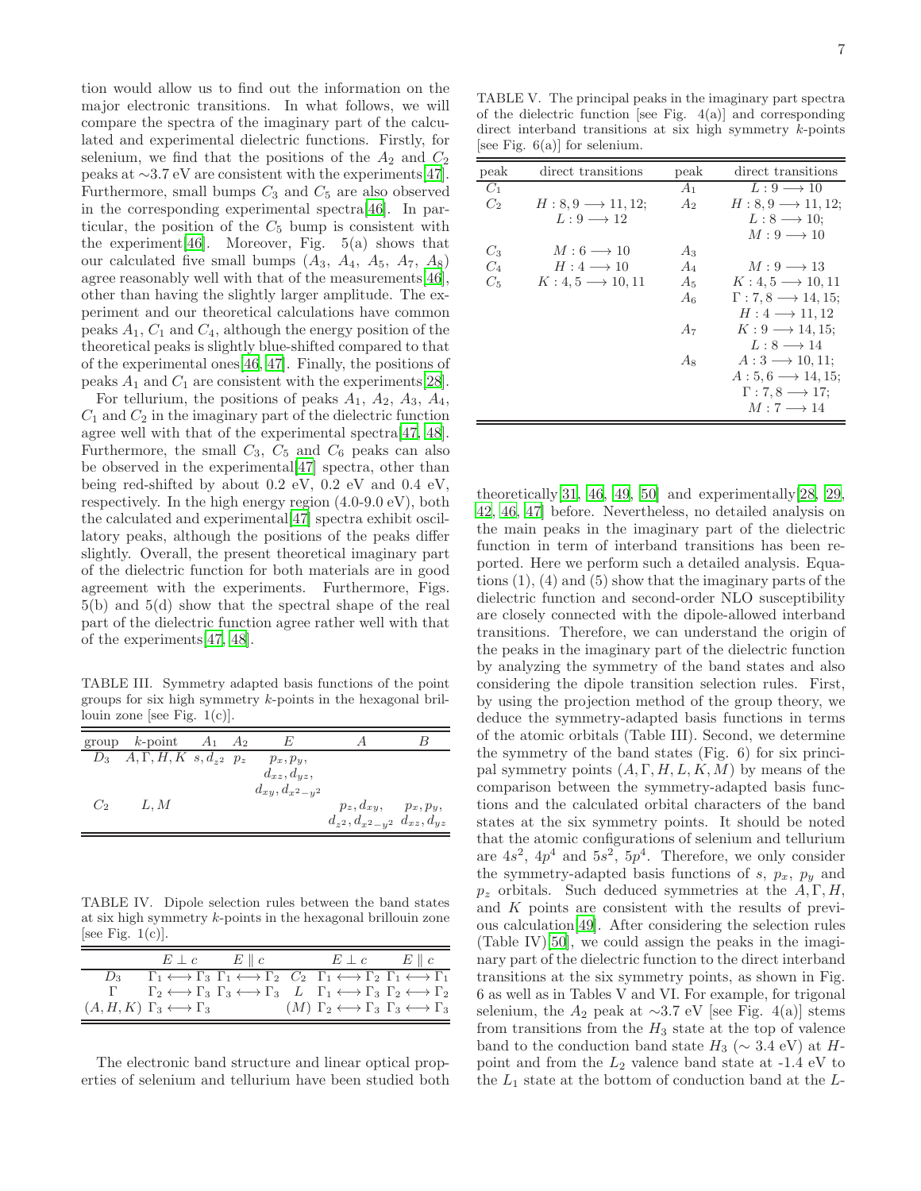tion would allow us to find out the information on the major electronic transitions. In what follows, we will compare the spectra of the imaginary part of the calculated and experimental dielectric functions. Firstly, for selenium, we find that the positions of the $A_2$ and $C_2$ peaks at ∼3.7 eV are consistent with the experiments[47]. Furthermore, small bumps $C_3$ and $C_5$ are also observed in the corresponding experimental spectra[46]. In particular, the position of the $C_5$ bump is consistent with the experiment[46]. Moreover, Fig. 5(a) shows that our calculated five small bumps ($A_3$, $A_4$, $A_5$, $A_7$, $A_8$) agree reasonably well with that of the measurements[46], other than having the slightly larger amplitude. The experiment and our theoretical calculations have common peaks $A_1$, $C_1$ and $C_4$, although the energy position of the theoretical peaks is slightly blue-shifted compared to that of the experimental ones[46, 47]. Finally, the positions of peaks $A_1$ and $C_1$ are consistent with the experiments[28].

For tellurium, the positions of peaks $A_1$, $A_2$, $A_3$, $A_4$, $C_1$ and $C_2$ in the imaginary part of the dielectric function agree well with that of the experimental spectra[47, 48]. Furthermore, the small $C_3$, $C_5$ and $C_6$ peaks can also be observed in the experimental[47] spectra, other than being red-shifted by about 0.2 eV, 0.2 eV and 0.4 eV, respectively. In the high energy region (4.0-9.0 eV), both the calculated and experimental[47] spectra exhibit oscillatory peaks, although the positions of the peaks differ slightly. Overall, the present theoretical imaginary part of the dielectric function for both materials are in good agreement with the experiments. Furthermore, Figs. 5(b) and 5(d) show that the spectral shape of the real part of the dielectric function agree rather well with that of the experiments[47, 48].

TABLE III. Symmetry adapted basis functions of the point groups for six high symmetry $k$-points in the hexagonal brillouin zone [see Fig. 1(c)].

| group | $k$-point | $A_1$ | $A_2$ | $E$ | $A$ | $B$ |
|---|---|---|---|---|---|---|
| $D_3$ | $A, \Gamma, H, K$ | $s, d_{z^2}$ | $p_z$ | $p_x, p_y$, $d_{xz}, d_{yz}$, $d_{xy}, d_{x^2-y^2}$ | | |
| $C_2$ | $L, M$ | | | | $p_z, d_{xy}$, $d_{z^2}, d_{x^2-y^2}$ | $p_x, p_y$, $d_{xz}, d_{yz}$ |

TABLE IV. Dipole selection rules between the band states at six high symmetry $k$-points in the hexagonal brillouin zone [see Fig. 1(c)].

| | $E \perp c$ | $E \parallel c$ | | $E \perp c$ | $E \parallel c$ |
|---|---|---|---|---|---|
| $D_3$ | $\Gamma_1 \longleftrightarrow \Gamma_3$ | $\Gamma_1 \longleftrightarrow \Gamma_2$ | $C_2$ | $\Gamma_1 \longleftrightarrow \Gamma_2$ | $\Gamma_1 \longleftrightarrow \Gamma_1$ |
| $\Gamma$ | $\Gamma_2 \longleftrightarrow \Gamma_3$ | $\Gamma_3 \longleftrightarrow \Gamma_3$ | $L$ | $\Gamma_1 \longleftrightarrow \Gamma_3$ | $\Gamma_2 \longleftrightarrow \Gamma_2$ |
| $(A, H, K)$ | $\Gamma_3 \longleftrightarrow \Gamma_3$ | | $(M)$ | $\Gamma_2 \longleftrightarrow \Gamma_3$ | $\Gamma_3 \longleftrightarrow \Gamma_3$ |

The electronic band structure and linear optical properties of selenium and tellurium have been studied both theoretically[31, 46, 49, 50] and experimentally[28, 29, 42, 46, 47] before. Nevertheless, no detailed analysis on the main peaks in the imaginary part of the dielectric function in term of interband transitions has been reported. Here we perform such a detailed analysis. Equations (1), (4) and (5) show that the imaginary parts of the dielectric function and second-order NLO susceptibility are closely connected with the dipole-allowed interband transitions. Therefore, we can understand the origin of the peaks in the imaginary part of the dielectric function by analyzing the symmetry of the band states and also considering the dipole transition selection rules. First, by using the projection method of the group theory, we deduce the symmetry-adapted basis functions in terms of the atomic orbitals (Table III). Second, we determine the symmetry of the band states (Fig. 6) for six principal symmetry points ($A, \Gamma, H, L, K, M$) by means of the comparison between the symmetry-adapted basis functions and the calculated orbital characters of the band states at the six symmetry points. It should be noted that the atomic configurations of selenium and tellurium are $4s^2$, $4p^4$ and $5s^2$, $5p^4$. Therefore, we only consider the symmetry-adapted basis functions of $s$, $p_x$, $p_y$ and $p_z$ orbitals. Such deduced symmetries at the $A, \Gamma, H$, and $K$ points are consistent with the results of previous calculation[49]. After considering the selection rules (Table IV)[50], we could assign the peaks in the imaginary part of the dielectric function to the direct interband transitions at the six symmetry points, as shown in Fig. 6 as well as in Tables V and VI. For example, for trigonal selenium, the $A_2$ peak at ∼3.7 eV [see Fig. 4(a)] stems from transitions from the $H_3$ state at the top of valence band to the conduction band state $H_3$ (∼ 3.4 eV) at $H$-point and from the $L_2$ valence band state at -1.4 eV to the $L_1$ state at the bottom of conduction band at the $L$-

TABLE V. The principal peaks in the imaginary part spectra of the dielectric function [see Fig. 4(a)] and corresponding direct interband transitions at six high symmetry $k$-points [see Fig. 6(a)] for selenium.

| peak | direct transitions | peak | direct transitions |
|---|---|---|---|
| $C_1$ | | $A_1$ | $L: 9 \longrightarrow 10$ |
| $C_2$ | $H: 8, 9 \longrightarrow 11, 12$; $L: 9 \longrightarrow 12$ | $A_2$ | $H: 8, 9 \longrightarrow 11, 12$; $L: 8 \longrightarrow 10$; $M: 9 \longrightarrow 10$ |
| $C_3$ | $M: 6 \longrightarrow 10$ | $A_3$ | |
| $C_4$ | $H: 4 \longrightarrow 10$ | $A_4$ | $M: 9 \longrightarrow 13$ |
| $C_5$ | $K: 4, 5 \longrightarrow 10, 11$ | $A_5$ | $K: 4, 5 \longrightarrow 10, 11$ |
| | | $A_6$ | $\Gamma: 7, 8 \longrightarrow 14, 15$; $H: 4 \longrightarrow 11, 12$ |
| | | $A_7$ | $K: 9 \longrightarrow 14, 15$; $L: 8 \longrightarrow 14$ |
| | | $A_8$ | $A: 3 \longrightarrow 10, 11$; $A: 5, 6 \longrightarrow 14, 15$; $\Gamma: 7, 8 \longrightarrow 17$; $M: 7 \longrightarrow 14$ |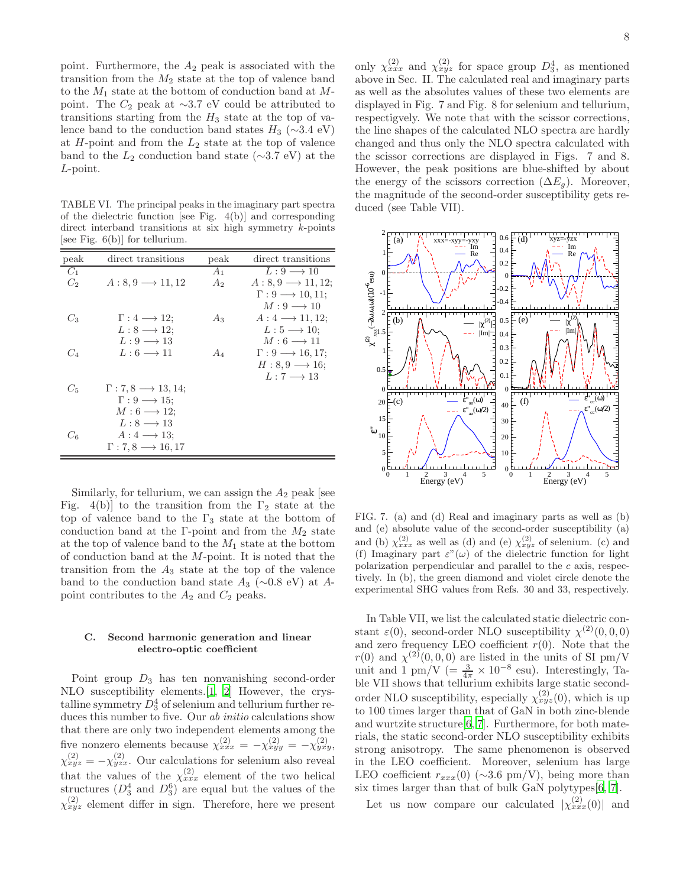point. Furthermore, the $A_2$ peak is associated with the transition from the $M_2$ state at the top of valence band to the $M_1$ state at the bottom of conduction band at $M$-point. The $C_2$ peak at ~3.7 eV could be attributed to transitions starting from the $H_3$ state at the top of valence band to the conduction band states $H_3$ (~3.4 eV) at $H$-point and from the $L_2$ state at the top of valence band to the $L_2$ conduction band state (~3.7 eV) at the $L$-point.

TABLE VI. The principal peaks in the imaginary part spectra of the dielectric function [see Fig. 4(b)] and corresponding direct interband transitions at six high symmetry $k$-points [see Fig. 6(b)] for tellurium.

| peak | direct transitions | peak | direct transitions |
|---|---|---|---|
| $C_1$ | | $A_1$ | $L: 9 \longrightarrow 10$ |
| $C_2$ | $A: 8, 9 \longrightarrow 11, 12$ | $A_2$ | $A: 8, 9 \longrightarrow 11, 12$; $\Gamma: 9 \longrightarrow 10, 11$; $M: 9 \longrightarrow 10$ |
| $C_3$ | $\Gamma: 4 \longrightarrow 12$; $L: 8 \longrightarrow 12$; $L: 9 \longrightarrow 13$ | $A_3$ | $A: 4 \longrightarrow 11, 12$; $L: 5 \longrightarrow 10$; $M: 6 \longrightarrow 11$ |
| $C_4$ | $L: 6 \longrightarrow 11$ | $A_4$ | $\Gamma: 9 \longrightarrow 16, 17$; $H: 8, 9 \longrightarrow 16$; $L: 7 \longrightarrow 13$ |
| $C_5$ | $\Gamma: 7, 8 \longrightarrow 13, 14$; $\Gamma: 9 \longrightarrow 15$; $M: 6 \longrightarrow 12$; $L: 8 \longrightarrow 13$ | | |
| $C_6$ | $A: 4 \longrightarrow 13$; $\Gamma: 7, 8 \longrightarrow 16, 17$ | | |

Similarly, for tellurium, we can assign the $A_2$ peak [see Fig. 4(b)] to the transition from the $\Gamma_2$ state at the top of valence band to the $\Gamma_3$ state at the bottom of conduction band at the $\Gamma$-point and from the $M_2$ state at the top of valence band to the $M_1$ state at the bottom of conduction band at the $M$-point. It is noted that the transition from the $A_3$ state at the top of the valence band to the conduction band state $A_3$ (~0.8 eV) at $A$-point contributes to the $A_2$ and $C_2$ peaks.

### C. Second harmonic generation and linear electro-optic coefficient

Point group $D_3$ has ten nonvanishing second-order NLO susceptibility elements.[1, 2] However, the crystalline symmetry $D_3^4$ of selenium and tellurium further reduces this number to five. Our *ab initio* calculations show that there are only two independent elements among the five nonzero elements because $\chi^{(2)}_{xxx} = -\chi^{(2)}_{xyy} = -\chi^{(2)}_{yxy}$, $\chi^{(2)}_{xyz} = -\chi^{(2)}_{yzx}$. Our calculations for selenium also reveal that the values of the $\chi^{(2)}_{xxx}$ element of the two helical structures ($D_3^4$ and $D_3^6$) are equal but the values of the $\chi^{(2)}_{xyz}$ element differ in sign. Therefore, here we present only $\chi^{(2)}_{xxx}$ and $\chi^{(2)}_{xyz}$ for space group $D_3^4$, as mentioned above in Sec. II. The calculated real and imaginary parts as well as the absolutes values of these two elements are displayed in Fig. 7 and Fig. 8 for selenium and tellurium, respecgtively. We note that with the scissor corrections, the line shapes of the calculated NLO spectra are hardly changed and thus only the NLO spectra calculated with the scissor corrections are displayed in Figs. 7 and 8. However, the peak positions are blue-shifted by about the energy of the scissors correction ($\Delta E_g$). Moreover, the magnitude of the second-order susceptibility gets reduced (see Table VII).

FIG. 7. (a) and (d) Real and imaginary parts as well as (b) and (e) absolute value of the second-order susceptibility (a) and (b) $\chi^{(2)}_{xxx}$ as well as (d) and (e) $\chi^{(2)}_{xyz}$ of selenium. (c) and (f) Imaginary part $\varepsilon"(\omega)$ of the dielectric function for light polarization perpendicular and parallel to the $c$ axis, respectively. In (b), the green diamond and violet circle denote the experimental SHG values from Refs. 30 and 33, respectively.

In Table VII, we list the calculated static dielectric constant $\varepsilon(0)$, second-order NLO susceptibility $\chi^{(2)}(0,0,0)$ and zero frequency LEO coefficient $r(0)$. Note that the $r(0)$ and $\chi^{(2)}(0,0,0)$ are listed in the units of SI pm/V unit and 1 pm/V ($= \frac{3}{4\pi} \times 10^{-8}$ esu). Interestingly, Table VII shows that tellurium exhibits large static second-order NLO susceptibility, especially $\chi^{(2)}_{xyz}(0)$, which is up to 100 times larger than that of GaN in both zinc-blende and wurtzite structure[6, 7]. Furthermore, for both materials, the static second-order NLO susceptibility exhibits strong anisotropy. The same phenomenon is observed in the LEO coefficient. Moreover, selenium has large LEO coefficient $r_{xxx}(0)$ (~3.6 pm/V), being more than six times larger than that of bulk GaN polytypes[6, 7].

Let us now compare our calculated $|\chi^{(2)}_{xxx}(0)|$ and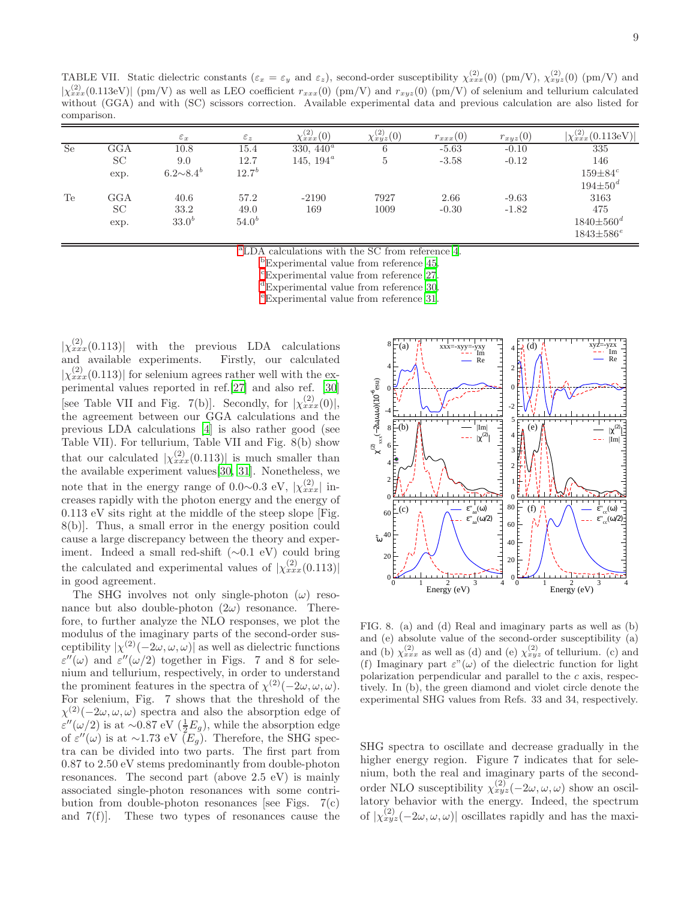TABLE VII. Static dielectric constants ($\varepsilon_x = \varepsilon_y$ and $\varepsilon_z$), second-order susceptibility $\chi^{(2)}_{xxx}(0)$ (pm/V), $\chi^{(2)}_{xyz}(0)$ (pm/V) and $|\chi^{(2)}_{xxx}(0.113\text{eV})|$ (pm/V) as well as LEO coefficient $r_{xxx}(0)$ (pm/V) and $r_{xyz}(0)$ (pm/V) of selenium and tellurium calculated without (GGA) and with (SC) scissors correction. Available experimental data and previous calculation are also listed for comparison.

| | | $\varepsilon_x$ | $\varepsilon_z$ | $\chi^{(2)}_{xxx}(0)$ | $\chi^{(2)}_{xyz}(0)$ | $r_{xxx}(0)$ | $r_{xyz}(0)$ | $\vert\chi^{(2)}_{xxx}(0.113\text{eV})\vert$ |
|---|---|---|---|---|---|---|---|---|
| Se | GGA | 10.8 | 15.4 | 330, 440[a] | 6 | -5.63 | -0.10 | 335 |
| | SC | 9.0 | 12.7 | 145, 194[a] | 5 | -3.58 | -0.12 | 146 |
| | exp. | 6.2∼8.4[b] | 12.7[b] | | | | | 159±84[c] |
| | | | | | | | | 194±50[d] |
| Te | GGA | 40.6 | 57.2 | -2190 | 7927 | 2.66 | -9.63 | 3163 |
| | SC | 33.2 | 49.0 | 169 | 1009 | -0.30 | -1.82 | 475 |
| | exp. | 33.0[b] | 54.0[b] | | | | | 1840±560[d] |
| | | | | | | | | 1843±586[e] |

[a] LDA calculations with the SC from reference [4].
[b] Experimental value from reference [45].
[c] Experimental value from reference [27].
[d] Experimental value from reference [30].
[e] Experimental value from reference [31].

$|\chi^{(2)}_{xxx}(0.113)|$ with the previous LDA calculations and available experiments. Firstly, our calculated $|\chi^{(2)}_{xxx}(0.113)|$ for selenium agrees rather well with the experimental values reported in ref.[27] and also ref. [30] [see Table VII and Fig. 7(b)]. Secondly, for $|\chi^{(2)}_{xxx}(0)|$, the agreement between our GGA calculations and the previous LDA calculations [4] is also rather good (see Table VII). For tellurium, Table VII and Fig. 8(b) show that our calculated $|\chi^{(2)}_{xxx}(0.113)|$ is much smaller than the available experiment values[30, 31]. Nonetheless, we note that in the energy range of 0.0∼0.3 eV, $|\chi^{(2)}_{xxx}|$ increases rapidly with the photon energy and the energy of 0.113 eV sits right at the middle of the steep slope [Fig. 8(b)]. Thus, a small error in the energy position could cause a large discrepancy between the theory and experiment. Indeed a small red-shift (∼0.1 eV) could bring the calculated and experimental values of $|\chi^{(2)}_{xxx}(0.113)|$ in good agreement.

The SHG involves not only single-photon ($\omega$) resonance but also double-photon ($2\omega$) resonance. Therefore, to further analyze the NLO responses, we plot the modulus of the imaginary parts of the second-order susceptibility $|\chi^{(2)}(-2\omega,\omega,\omega)|$ as well as dielectric functions $\varepsilon''(\omega)$ and $\varepsilon''(\omega/2)$ together in Figs. 7 and 8 for selenium and tellurium, respectively, in order to understand the prominent features in the spectra of $\chi^{(2)}(-2\omega,\omega,\omega)$. For selenium, Fig. 7 shows that the threshold of the $\chi^{(2)}(-2\omega,\omega,\omega)$ spectra and also the absorption edge of $\varepsilon''(\omega/2)$ is at ∼0.87 eV ($\frac{1}{2}E_g$), while the absorption edge of $\varepsilon''(\omega)$ is at ∼1.73 eV ($E_g$). Therefore, the SHG spectra can be divided into two parts. The first part from 0.87 to 2.50 eV stems predominantly from double-photon resonances. The second part (above 2.5 eV) is mainly associated single-photon resonances with some contribution from double-photon resonances [see Figs. 7(c) and 7(f)]. These two types of resonances cause the SHG spectra to oscillate and decrease gradually in the higher energy region. Figure 7 indicates that for selenium, both the real and imaginary parts of the second-order NLO susceptibility $\chi^{(2)}_{xyz}(-2\omega,\omega,\omega)$ show an oscillatory behavior with the energy. Indeed, the spectrum of $|\chi^{(2)}_{xyz}(-2\omega,\omega,\omega)|$ oscillates rapidly and has the maxi-

FIG. 8. (a) and (d) Real and imaginary parts as well as (b) and (e) absolute value of the second-order susceptibility (a) and (b) $\chi^{(2)}_{xxx}$ as well as (d) and (e) $\chi^{(2)}_{xyz}$ of tellurium. (c) and (f) Imaginary part $\varepsilon''(\omega)$ of the dielectric function for light polarization perpendicular and parallel to the $c$ axis, respectively. In (b), the green diamond and violet circle denote the experimental SHG values from Refs. 33 and 34, respectively.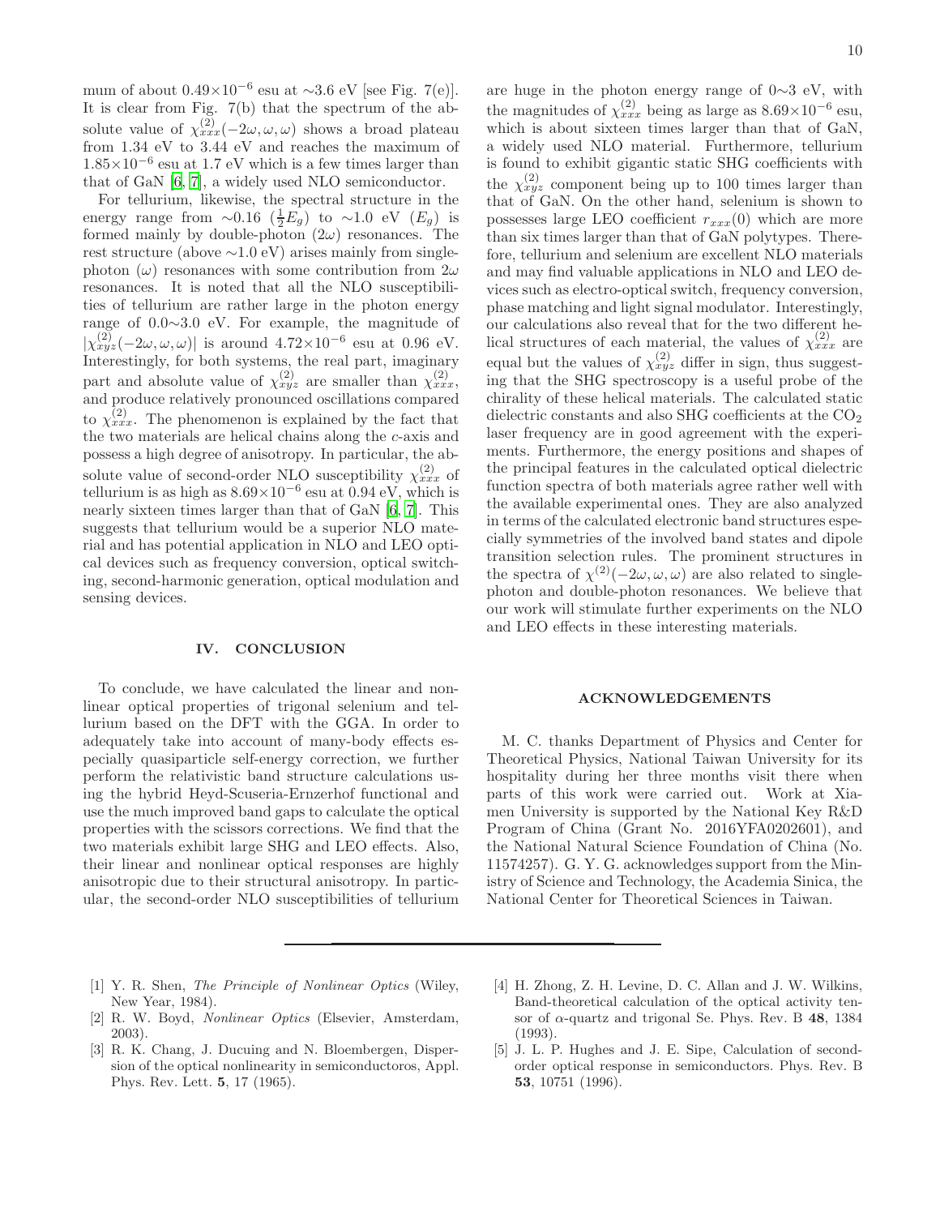mum of about $0.49\times10^{-6}$ esu at ~3.6 eV [see Fig. 7(e)]. It is clear from Fig. 7(b) that the spectrum of the absolute value of $\chi^{(2)}_{xxx}(-2\omega,\omega,\omega)$ shows a broad plateau from 1.34 eV to 3.44 eV and reaches the maximum of $1.85\times10^{-6}$ esu at 1.7 eV which is a few times larger than that of GaN [6, 7], a widely used NLO semiconductor.

For tellurium, likewise, the spectral structure in the energy range from ~0.16 ($\frac{1}{2}E_g$) to ~1.0 eV ($E_g$) is formed mainly by double-photon ($2\omega$) resonances. The rest structure (above ~1.0 eV) arises mainly from single-photon ($\omega$) resonances with some contribution from $2\omega$ resonances. It is noted that all the NLO susceptibilities of tellurium are rather large in the photon energy range of 0.0~3.0 eV. For example, the magnitude of $|\chi^{(2)}_{xyz}(-2\omega,\omega,\omega)|$ is around $4.72\times10^{-6}$ esu at 0.96 eV. Interestingly, for both systems, the real part, imaginary part and absolute value of $\chi^{(2)}_{xyz}$ are smaller than $\chi^{(2)}_{xxx}$, and produce relatively pronounced oscillations compared to $\chi^{(2)}_{xxx}$. The phenomenon is explained by the fact that the two materials are helical chains along the $c$-axis and possess a high degree of anisotropy. In particular, the absolute value of second-order NLO susceptibility $\chi^{(2)}_{xxx}$ of tellurium is as high as $8.69\times10^{-6}$ esu at 0.94 eV, which is nearly sixteen times larger than that of GaN [6, 7]. This suggests that tellurium would be a superior NLO material and has potential application in NLO and LEO optical devices such as frequency conversion, optical switching, second-harmonic generation, optical modulation and sensing devices.

## IV. CONCLUSION

To conclude, we have calculated the linear and nonlinear optical properties of trigonal selenium and tellurium based on the DFT with the GGA. In order to adequately take into account of many-body effects especially quasiparticle self-energy correction, we further perform the relativistic band structure calculations using the hybrid Heyd-Scuseria-Ernzerhof functional and use the much improved band gaps to calculate the optical properties with the scissors corrections. We find that the two materials exhibit large SHG and LEO effects. Also, their linear and nonlinear optical responses are highly anisotropic due to their structural anisotropy. In particular, the second-order NLO susceptibilities of tellurium are huge in the photon energy range of 0~3 eV, with the magnitudes of $\chi^{(2)}_{xxx}$ being as large as $8.69\times10^{-6}$ esu, which is about sixteen times larger than that of GaN, a widely used NLO material. Furthermore, tellurium is found to exhibit gigantic static SHG coefficients with the $\chi^{(2)}_{xyz}$ component being up to 100 times larger than that of GaN. On the other hand, selenium is shown to possesses large LEO coefficient $r_{xxx}(0)$ which are more than six times larger than that of GaN polytypes. Therefore, tellurium and selenium are excellent NLO materials and may find valuable applications in NLO and LEO devices such as electro-optical switch, frequency conversion, phase matching and light signal modulator. Interestingly, our calculations also reveal that for the two different helical structures of each material, the values of $\chi^{(2)}_{xxx}$ are equal but the values of $\chi^{(2)}_{xyz}$ differ in sign, thus suggesting that the SHG spectroscopy is a useful probe of the chirality of these helical materials. The calculated static dielectric constants and also SHG coefficients at the $CO_2$ laser frequency are in good agreement with the experiments. Furthermore, the energy positions and shapes of the principal features in the calculated optical dielectric function spectra of both materials agree rather well with the available experimental ones. They are also analyzed in terms of the calculated electronic band structures especially symmetries of the involved band states and dipole transition selection rules. The prominent structures in the spectra of $\chi^{(2)}(-2\omega,\omega,\omega)$ are also related to single-photon and double-photon resonances. We believe that our work will stimulate further experiments on the NLO and LEO effects in these interesting materials.

## ACKNOWLEDGEMENTS

M. C. thanks Department of Physics and Center for Theoretical Physics, National Taiwan University for its hospitality during her three months visit there when parts of this work were carried out. Work at Xiamen University is supported by the National Key R&D Program of China (Grant No. 2016YFA0202601), and the National Natural Science Foundation of China (No. 11574257). G. Y. G. acknowledges support from the Ministry of Science and Technology, the Academia Sinica, the National Center for Theoretical Sciences in Taiwan.

---

[1] Y. R. Shen, *The Principle of Nonlinear Optics* (Wiley, New Year, 1984).

[2] R. W. Boyd, *Nonlinear Optics* (Elsevier, Amsterdam, 2003).

[3] R. K. Chang, J. Ducuing and N. Bloembergen, Dispersion of the optical nonlinearity in semiconductoros, Appl. Phys. Rev. Lett. **5**, 17 (1965).

[4] H. Zhong, Z. H. Levine, D. C. Allan and J. W. Wilkins, Band-theoretical calculation of the optical activity tensor of $\alpha$-quartz and trigonal Se. Phys. Rev. B **48**, 1384 (1993).

[5] J. L. P. Hughes and J. E. Sipe, Calculation of second-order optical response in semiconductors. Phys. Rev. B **53**, 10751 (1996).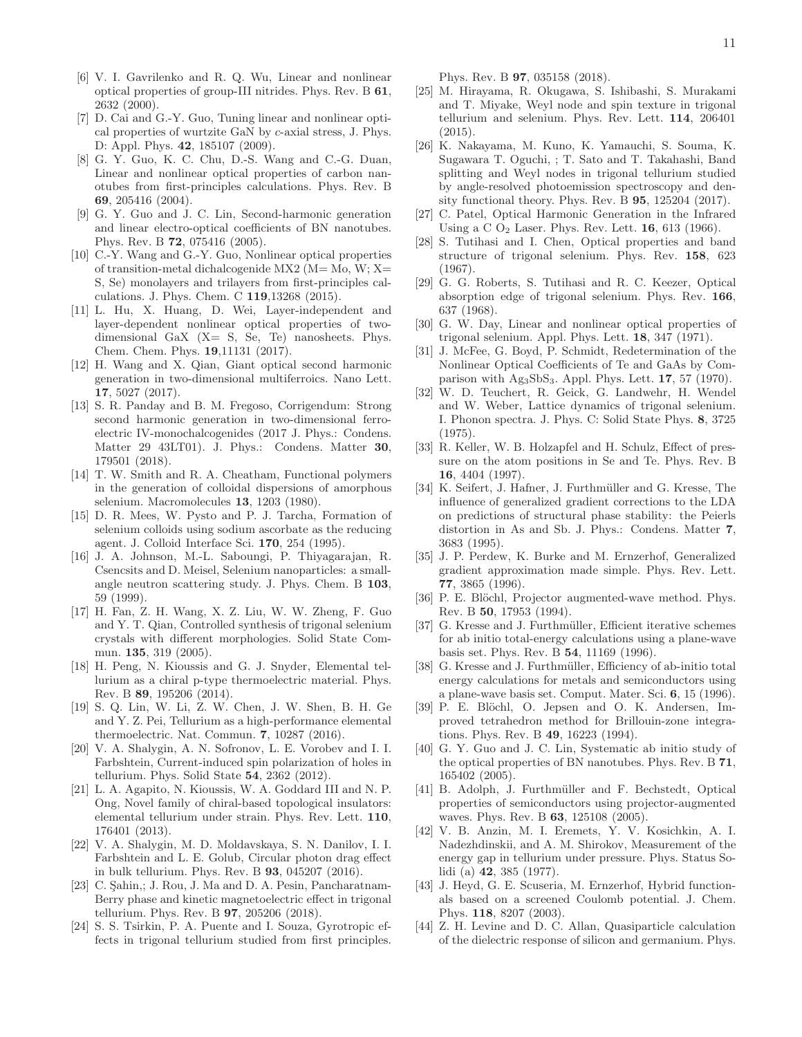[6] V. I. Gavrilenko and R. Q. Wu, Linear and nonlinear optical properties of group-III nitrides. Phys. Rev. B **61**, 2632 (2000).

[7] D. Cai and G.-Y. Guo, Tuning linear and nonlinear optical properties of wurtzite GaN by *c*-axial stress, J. Phys. D: Appl. Phys. **42**, 185107 (2009).

[8] G. Y. Guo, K. C. Chu, D.-S. Wang and C.-G. Duan, Linear and nonlinear optical properties of carbon nanotubes from first-principles calculations. Phys. Rev. B **69**, 205416 (2004).

[9] G. Y. Guo and J. C. Lin, Second-harmonic generation and linear electro-optical coefficients of BN nanotubes. Phys. Rev. B **72**, 075416 (2005).

[10] C.-Y. Wang and G.-Y. Guo, Nonlinear optical properties of transition-metal dichalcogenide MX2 (M= Mo, W; X= S, Se) monolayers and trilayers from first-principles calculations. J. Phys. Chem. C **119**,13268 (2015).

[11] L. Hu, X. Huang, D. Wei, Layer-independent and layer-dependent nonlinear optical properties of two-dimensional GaX (X= S, Se, Te) nanosheets. Phys. Chem. Chem. Phys. **19**,11131 (2017).

[12] H. Wang and X. Qian, Giant optical second harmonic generation in two-dimensional multiferroics. Nano Lett. **17**, 5027 (2017).

[13] S. R. Panday and B. M. Fregoso, Corrigendum: Strong second harmonic generation in two-dimensional ferroelectric IV-monochalcogenides (2017 J. Phys.: Condens. Matter 29 43LT01). J. Phys.: Condens. Matter **30**, 179501 (2018).

[14] T. W. Smith and R. A. Cheatham, Functional polymers in the generation of colloidal dispersions of amorphous selenium. Macromolecules **13**, 1203 (1980).

[15] D. R. Mees, W. Pysto and P. J. Tarcha, Formation of selenium colloids using sodium ascorbate as the reducing agent. J. Colloid Interface Sci. **170**, 254 (1995).

[16] J. A. Johnson, M.-L. Saboungi, P. Thiyagarajan, R. Csencsits and D. Meisel, Selenium nanoparticles: a small-angle neutron scattering study. J. Phys. Chem. B **103**, 59 (1999).

[17] H. Fan, Z. H. Wang, X. Z. Liu, W. W. Zheng, F. Guo and Y. T. Qian, Controlled synthesis of trigonal selenium crystals with different morphologies. Solid State Commun. **135**, 319 (2005).

[18] H. Peng, N. Kioussis and G. J. Snyder, Elemental tellurium as a chiral p-type thermoelectric material. Phys. Rev. B **89**, 195206 (2014).

[19] S. Q. Lin, W. Li, Z. W. Chen, J. W. Shen, B. H. Ge and Y. Z. Pei, Tellurium as a high-performance elemental thermoelectric. Nat. Commun. **7**, 10287 (2016).

[20] V. A. Shalygin, A. N. Sofronov, L. E. Vorobev and I. I. Farbshtein, Current-induced spin polarization of holes in tellurium. Phys. Solid State **54**, 2362 (2012).

[21] L. A. Agapito, N. Kioussis, W. A. Goddard III and N. P. Ong, Novel family of chiral-based topological insulators: elemental tellurium under strain. Phys. Rev. Lett. **110**, 176401 (2013).

[22] V. A. Shalygin, M. D. Moldavskaya, S. N. Danilov, I. I. Farbshtein and L. E. Golub, Circular photon drag effect in bulk tellurium. Phys. Rev. B **93**, 045207 (2016).

[23] C. Şahin,; J. Rou, J. Ma and D. A. Pesin, Pancharatnam-Berry phase and kinetic magnetoelectric effect in trigonal tellurium. Phys. Rev. B **97**, 205206 (2018).

[24] S. S. Tsirkin, P. A. Puente and I. Souza, Gyrotropic effects in trigonal tellurium studied from first principles. Phys. Rev. B **97**, 035158 (2018).

[25] M. Hirayama, R. Okugawa, S. Ishibashi, S. Murakami and T. Miyake, Weyl node and spin texture in trigonal tellurium and selenium. Phys. Rev. Lett. **114**, 206401 (2015).

[26] K. Nakayama, M. Kuno, K. Yamauchi, S. Souma, K. Sugawara T. Oguchi, ; T. Sato and T. Takahashi, Band splitting and Weyl nodes in trigonal tellurium studied by angle-resolved photoemission spectroscopy and density functional theory. Phys. Rev. B **95**, 125204 (2017).

[27] C. Patel, Optical Harmonic Generation in the Infrared Using a C $O_2$ Laser. Phys. Rev. Lett. **16**, 613 (1966).

[28] S. Tutihasi and I. Chen, Optical properties and band structure of trigonal selenium. Phys. Rev. **158**, 623 (1967).

[29] G. G. Roberts, S. Tutihasi and R. C. Keezer, Optical absorption edge of trigonal selenium. Phys. Rev. **166**, 637 (1968).

[30] G. W. Day, Linear and nonlinear optical properties of trigonal selenium. Appl. Phys. Lett. **18**, 347 (1971).

[31] J. McFee, G. Boyd, P. Schmidt, Redetermination of the Nonlinear Optical Coefficients of Te and GaAs by Comparison with $Ag_3SbS_3$. Appl. Phys. Lett. **17**, 57 (1970).

[32] W. D. Teuchert, R. Geick, G. Landwehr, H. Wendel and W. Weber, Lattice dynamics of trigonal selenium. I. Phonon spectra. J. Phys. C: Solid State Phys. **8**, 3725 (1975).

[33] R. Keller, W. B. Holzapfel and H. Schulz, Effect of pressure on the atom positions in Se and Te. Phys. Rev. B **16**, 4404 (1997).

[34] K. Seifert, J. Hafner, J. Furthmüller and G. Kresse, The influence of generalized gradient corrections to the LDA on predictions of structural phase stability: the Peierls distortion in As and Sb. J. Phys.: Condens. Matter **7**, 3683 (1995).

[35] J. P. Perdew, K. Burke and M. Ernzerhof, Generalized gradient approximation made simple. Phys. Rev. Lett. **77**, 3865 (1996).

[36] P. E. Blöchl, Projector augmented-wave method. Phys. Rev. B **50**, 17953 (1994).

[37] G. Kresse and J. Furthmüller, Efficient iterative schemes for ab initio total-energy calculations using a plane-wave basis set. Phys. Rev. B **54**, 11169 (1996).

[38] G. Kresse and J. Furthmüller, Efficiency of ab-initio total energy calculations for metals and semiconductors using a plane-wave basis set. Comput. Mater. Sci. **6**, 15 (1996).

[39] P. E. Blöchl, O. Jepsen and O. K. Andersen, Improved tetrahedron method for Brillouin-zone integrations. Phys. Rev. B **49**, 16223 (1994).

[40] G. Y. Guo and J. C. Lin, Systematic ab initio study of the optical properties of BN nanotubes. Phys. Rev. B **71**, 165402 (2005).

[41] B. Adolph, J. Furthmüller and F. Bechstedt, Optical properties of semiconductors using projector-augmented waves. Phys. Rev. B **63**, 125108 (2005).

[42] V. B. Anzin, M. I. Eremets, Y. V. Kosichkin, A. I. Nadezhdinskii, and A. M. Shirokov, Measurement of the energy gap in tellurium under pressure. Phys. Status Solidi (a) **42**, 385 (1977).

[43] J. Heyd, G. E. Scuseria, M. Ernzerhof, Hybrid functionals based on a screened Coulomb potential. J. Chem. Phys. **118**, 8207 (2003).

[44] Z. H. Levine and D. C. Allan, Quasiparticle calculation of the dielectric response of silicon and germanium. Phys.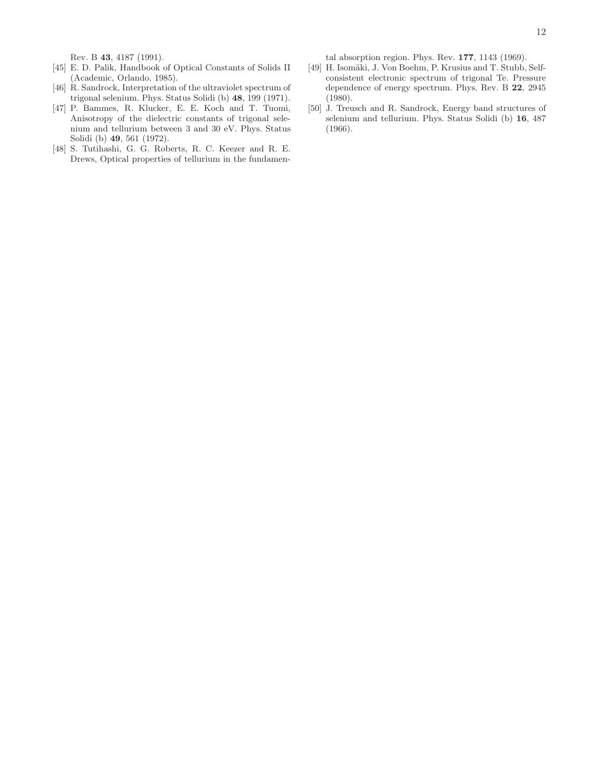Rev. B **43**, 4187 (1991).

[45] E. D. Palik, Handbook of Optical Constants of Solids II (Academic, Orlando, 1985).

[46] R. Sandrock, Interpretation of the ultraviolet spectrum of trigonal selenium. Phys. Status Solidi (b) **48**, 199 (1971).

[47] P. Bammes, R. Klucker, E. E. Koch and T. Tuomi, Anisotropy of the dielectric constants of trigonal selenium and tellurium between 3 and 30 eV. Phys. Status Solidi (b) **49**, 561 (1972).

[48] S. Tutihashi, G. G. Roberts, R. C. Keezer and R. E. Drews, Optical properties of tellurium in the fundamental absorption region. Phys. Rev. **177**, 1143 (1969).

[49] H. Isomäki, J. Von Boehm, P. Krusius and T. Stubb, Self-consistent electronic spectrum of trigonal Te. Pressure dependence of energy spectrum. Phys. Rev. B **22**, 2945 (1980).

[50] J. Treusch and R. Sandrock, Energy band structures of selenium and tellurium. Phys. Status Solidi (b) **16**, 487 (1966).